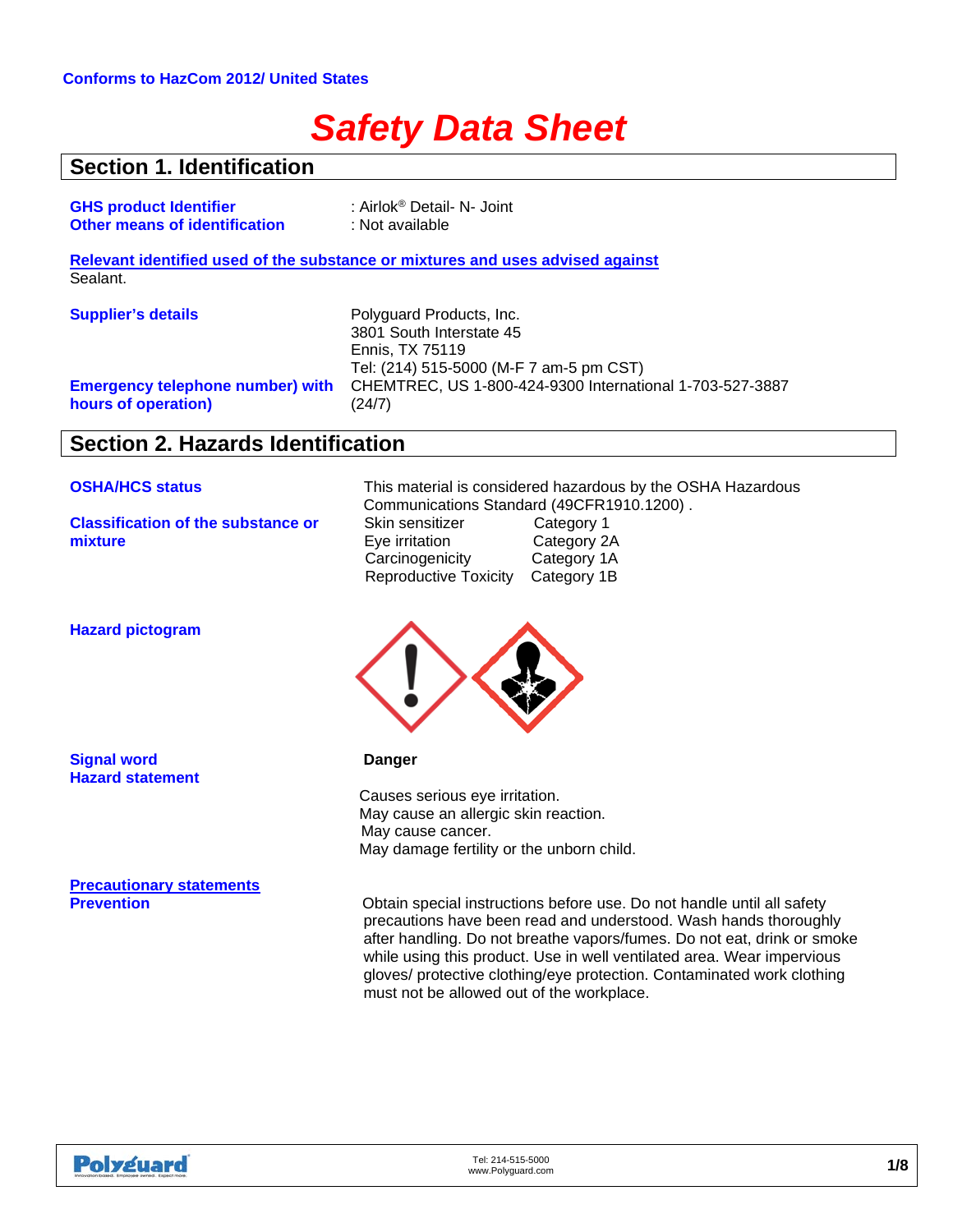**Conforms to HazCom 2012/ United States**

# *Safety Data Sheet*

## Section 1. Identification

**GHS product Identifier** : Airlok® Detail- N- Joint
**Other means of identification** : Not available

**Relevant identified used of the substance or mixtures and uses advised against**
Sealant.

**Supplier's details**
Polyguard Products, Inc.
3801 South Interstate 45
Ennis, TX 75119
Tel: (214) 515-5000 (M-F 7 am-5 pm CST)

**Emergency telephone number) with hours of operation)**
CHEMTREC, US 1-800-424-9300 International 1-703-527-3887 (24/7)

## Section 2. Hazards Identification

**OSHA/HCS status**
This material is considered hazardous by the OSHA Hazardous Communications Standard (49CFR1910.1200) .

**Classification of the substance or mixture**

| | |
|---|---|
| Skin sensitizer | Category 1 |
| Eye irritation | Category 2A |
| Carcinogenicity | Category 1A |
| Reproductive Toxicity | Category 1B |

**Hazard pictogram**

**Signal word**
**Danger**

**Hazard statement**
Causes serious eye irritation.
May cause an allergic skin reaction.
May cause cancer.
May damage fertility or the unborn child.

**Precautionary statements**

**Prevention**
Obtain special instructions before use. Do not handle until all safety precautions have been read and understood. Wash hands thoroughly after handling. Do not breathe vapors/fumes. Do not eat, drink or smoke while using this product. Use in well ventilated area. Wear impervious gloves/ protective clothing/eye protection. Contaminated work clothing must not be allowed out of the workplace.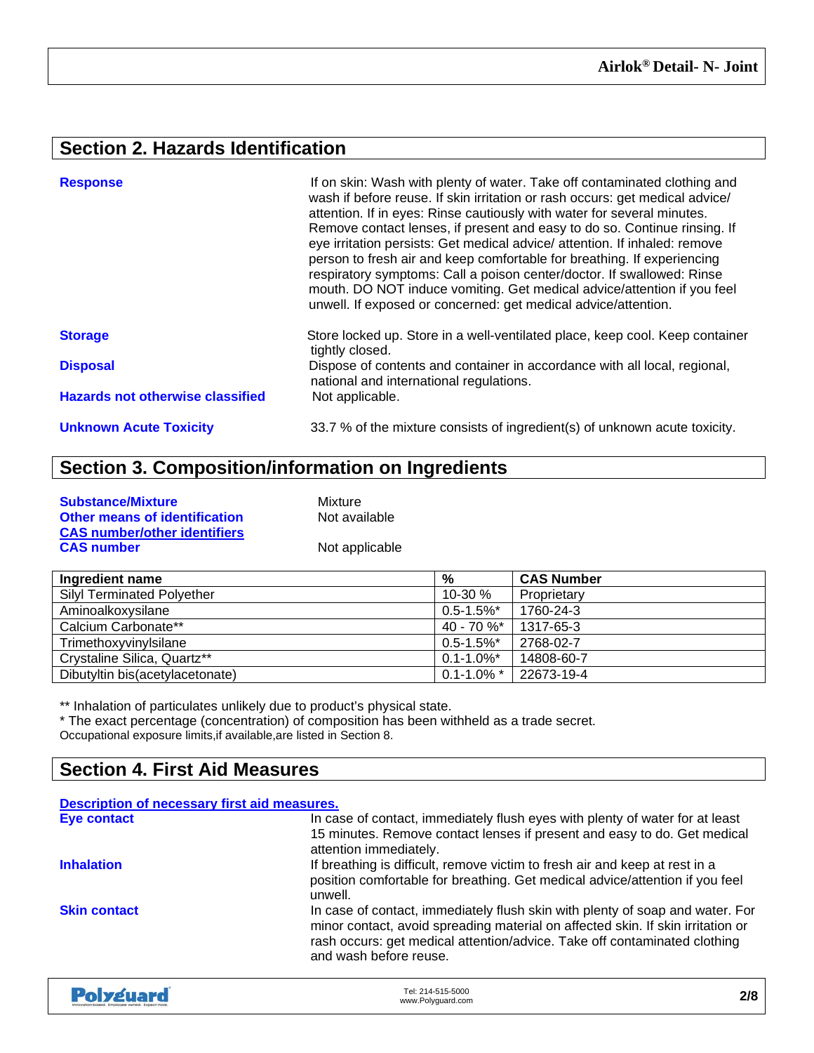## Section 2. Hazards Identification

**Response** If on skin: Wash with plenty of water. Take off contaminated clothing and wash if before reuse. If skin irritation or rash occurs: get medical advice/ attention. If in eyes: Rinse cautiously with water for several minutes. Remove contact lenses, if present and easy to do so. Continue rinsing. If eye irritation persists: Get medical advice/ attention. If inhaled: remove person to fresh air and keep comfortable for breathing. If experiencing respiratory symptoms: Call a poison center/doctor. If swallowed: Rinse mouth. DO NOT induce vomiting. Get medical advice/attention if you feel unwell. If exposed or concerned: get medical advice/attention.

**Storage** Store locked up. Store in a well-ventilated place, keep cool. Keep container tightly closed.

**Disposal** Dispose of contents and container in accordance with all local, regional, national and international regulations.

**Hazards not otherwise classified** Not applicable.

**Unknown Acute Toxicity** 33.7 % of the mixture consists of ingredient(s) of unknown acute toxicity.

## Section 3. Composition/information on Ingredients

**Substance/Mixture** Mixture

**Other means of identification** Not available

**CAS number/other identifiers**

**CAS number** Not applicable

| Ingredient name | % | CAS Number |
|---|---|---|
| Silyl Terminated Polyether | 10-30 % | Proprietary |
| Aminoalkoxysilane | 0.5-1.5%* | 1760-24-3 |
| Calcium Carbonate** | 40 - 70 %* | 1317-65-3 |
| Trimethoxyvinylsilane | 0.5-1.5%* | 2768-02-7 |
| Crystaline Silica, Quartz** | 0.1-1.0%* | 14808-60-7 |
| Dibutyltin bis(acetylacetonate) | 0.1-1.0% * | 22673-19-4 |

** Inhalation of particulates unlikely due to product's physical state.
* The exact percentage (concentration) of composition has been withheld as a trade secret.
Occupational exposure limits,if available,are listed in Section 8.

## Section 4. First Aid Measures

**Description of necessary first aid measures.**

**Eye contact** In case of contact, immediately flush eyes with plenty of water for at least 15 minutes. Remove contact lenses if present and easy to do. Get medical attention immediately.

**Inhalation** If breathing is difficult, remove victim to fresh air and keep at rest in a position comfortable for breathing. Get medical advice/attention if you feel unwell.

**Skin contact** In case of contact, immediately flush skin with plenty of soap and water. For minor contact, avoid spreading material on affected skin. If skin irritation or rash occurs: get medical attention/advice. Take off contaminated clothing and wash before reuse.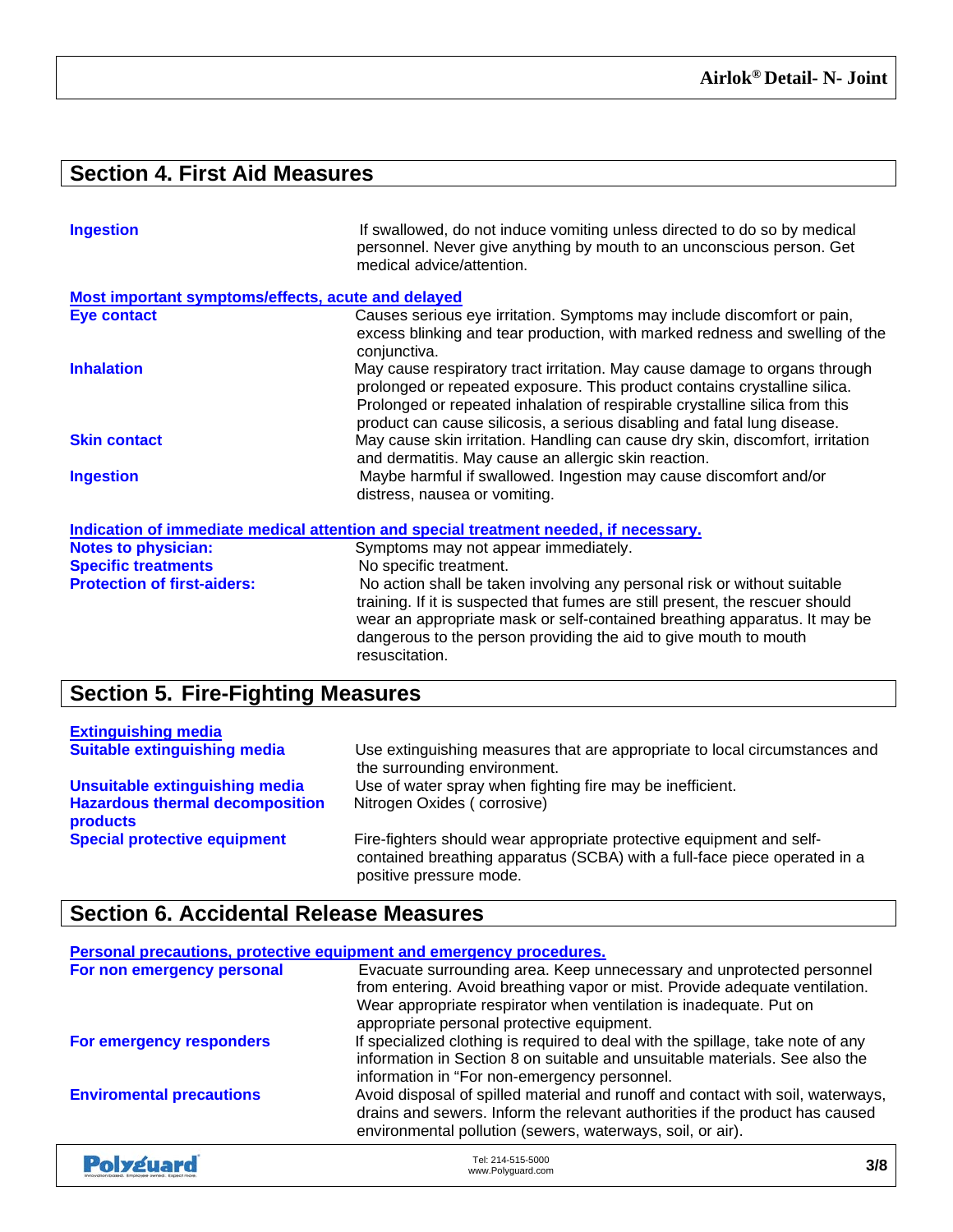## Section 4. First Aid Measures

**Ingestion** If swallowed, do not induce vomiting unless directed to do so by medical personnel. Never give anything by mouth to an unconscious person. Get medical advice/attention.

**Most important symptoms/effects, acute and delayed**

**Eye contact** Causes serious eye irritation. Symptoms may include discomfort or pain, excess blinking and tear production, with marked redness and swelling of the conjunctiva.

**Inhalation** May cause respiratory tract irritation. May cause damage to organs through prolonged or repeated exposure. This product contains crystalline silica. Prolonged or repeated inhalation of respirable crystalline silica from this product can cause silicosis, a serious disabling and fatal lung disease.

**Skin contact** May cause skin irritation. Handling can cause dry skin, discomfort, irritation and dermatitis. May cause an allergic skin reaction.

**Ingestion** Maybe harmful if swallowed. Ingestion may cause discomfort and/or distress, nausea or vomiting.

**Indication of immediate medical attention and special treatment needed, if necessary.**

**Notes to physician:** Symptoms may not appear immediately.

**Specific treatments** No specific treatment.

**Protection of first-aiders:** No action shall be taken involving any personal risk or without suitable training. If it is suspected that fumes are still present, the rescuer should wear an appropriate mask or self-contained breathing apparatus. It may be dangerous to the person providing the aid to give mouth to mouth resuscitation.

## Section 5. Fire-Fighting Measures

**Extinguishing media**

**Suitable extinguishing media** Use extinguishing measures that are appropriate to local circumstances and the surrounding environment.

**Unsuitable extinguishing media** Use of water spray when fighting fire may be inefficient.

**Hazardous thermal decomposition products** Nitrogen Oxides ( corrosive)

**Special protective equipment** Fire-fighters should wear appropriate protective equipment and self-contained breathing apparatus (SCBA) with a full-face piece operated in a positive pressure mode.

## Section 6. Accidental Release Measures

**Personal precautions, protective equipment and emergency procedures.**

**For non emergency personal** Evacuate surrounding area. Keep unnecessary and unprotected personnel from entering. Avoid breathing vapor or mist. Provide adequate ventilation. Wear appropriate respirator when ventilation is inadequate. Put on appropriate personal protective equipment.

**For emergency responders** If specialized clothing is required to deal with the spillage, take note of any information in Section 8 on suitable and unsuitable materials. See also the information in "For non-emergency personnel.

**Enviromental precautions** Avoid disposal of spilled material and runoff and contact with soil, waterways, drains and sewers. Inform the relevant authorities if the product has caused environmental pollution (sewers, waterways, soil, or air).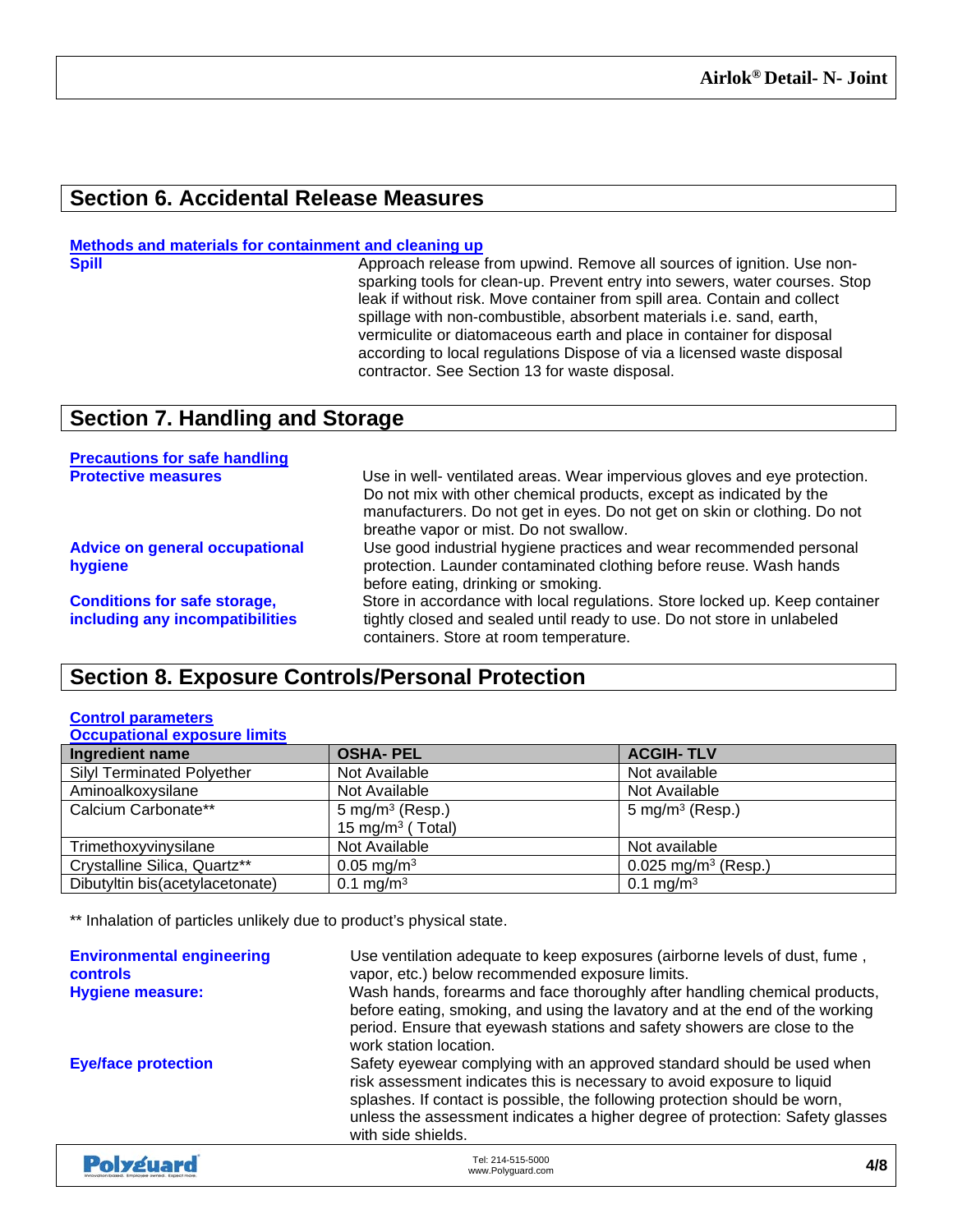## Section 6. Accidental Release Measures

**Methods and materials for containment and cleaning up**

**Spill**

Approach release from upwind. Remove all sources of ignition. Use non-sparking tools for clean-up. Prevent entry into sewers, water courses. Stop leak if without risk. Move container from spill area. Contain and collect spillage with non-combustible, absorbent materials i.e. sand, earth, vermiculite or diatomaceous earth and place in container for disposal according to local regulations Dispose of via a licensed waste disposal contractor. See Section 13 for waste disposal.

## Section 7. Handling and Storage

**Precautions for safe handling**

**Protective measures**

Use in well- ventilated areas. Wear impervious gloves and eye protection. Do not mix with other chemical products, except as indicated by the manufacturers. Do not get in eyes. Do not get on skin or clothing. Do not breathe vapor or mist. Do not swallow.

**Advice on general occupational hygiene**

Use good industrial hygiene practices and wear recommended personal protection. Launder contaminated clothing before reuse. Wash hands before eating, drinking or smoking.

**Conditions for safe storage, including any incompatibilities**

Store in accordance with local regulations. Store locked up. Keep container tightly closed and sealed until ready to use. Do not store in unlabeled containers. Store at room temperature.

## Section 8. Exposure Controls/Personal Protection

**Control parameters**

**Occupational exposure limits**

| Ingredient name | OSHA- PEL | ACGIH- TLV |
|---|---|---|
| Silyl Terminated Polyether | Not Available | Not available |
| Aminoalkoxysilane | Not Available | Not Available |
| Calcium Carbonate** | 5 mg/m$^3$ (Resp.) 15 mg/m$^3$ ( Total) | 5 mg/m$^3$ (Resp.) |
| Trimethoxyvinylsilane | Not Available | Not available |
| Crystalline Silica, Quartz** | 0.05 mg/m$^3$ | 0.025 mg/m$^3$ (Resp.) |
| Dibutyltin bis(acetylacetonate) | 0.1 mg/m$^3$ | 0.1 mg/m$^3$ |

** Inhalation of particles unlikely due to product's physical state.

**Environmental engineering controls**

Use ventilation adequate to keep exposures (airborne levels of dust, fume , vapor, etc.) below recommended exposure limits.

**Hygiene measure:**

Wash hands, forearms and face thoroughly after handling chemical products, before eating, smoking, and using the lavatory and at the end of the working period. Ensure that eyewash stations and safety showers are close to the work station location.

**Eye/face protection**

Safety eyewear complying with an approved standard should be used when risk assessment indicates this is necessary to avoid exposure to liquid splashes. If contact is possible, the following protection should be worn, unless the assessment indicates a higher degree of protection: Safety glasses with side shields.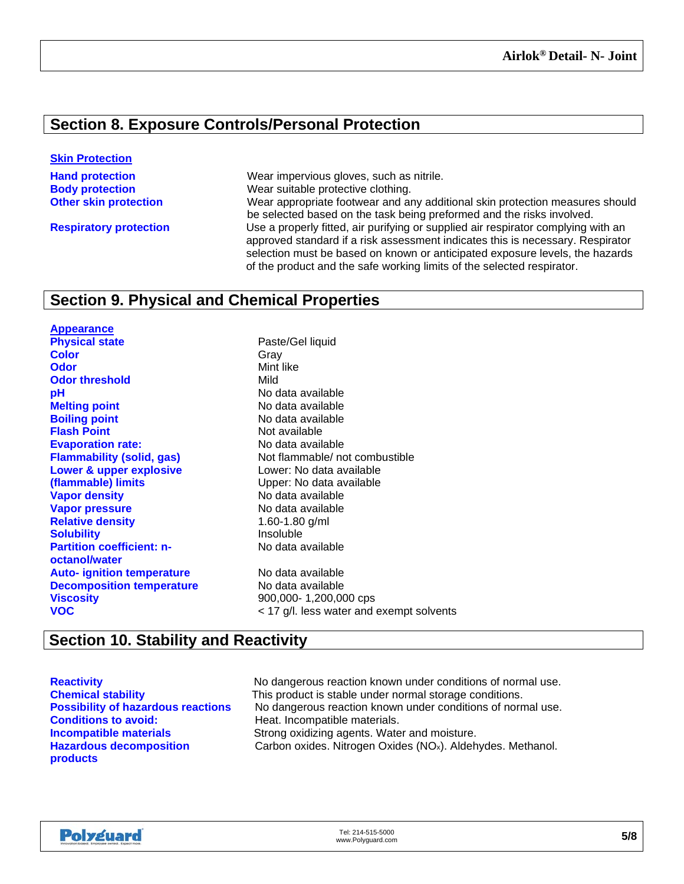## Section 8. Exposure Controls/Personal Protection

**Skin Protection**

| | |
|---|---|
| **Hand protection** | Wear impervious gloves, such as nitrile. |
| **Body protection** | Wear suitable protective clothing. |
| **Other skin protection** | Wear appropriate footwear and any additional skin protection measures should be selected based on the task being preformed and the risks involved. |
| **Respiratory protection** | Use a properly fitted, air purifying or supplied air respirator complying with an approved standard if a risk assessment indicates this is necessary. Respirator selection must be based on known or anticipated exposure levels, the hazards of the product and the safe working limits of the selected respirator. |

## Section 9. Physical and Chemical Properties

**Appearance**

| | |
|---|---|
| **Physical state** | Paste/Gel liquid |
| **Color** | Gray |
| **Odor** | Mint like |
| **Odor threshold** | Mild |
| **pH** | No data available |
| **Melting point** | No data available |
| **Boiling point** | No data available |
| **Flash Point** | Not available |
| **Evaporation rate:** | No data available |
| **Flammability (solid, gas)** | Not flammable/ not combustible |
| **Lower & upper explosive (flammable) limits** | Lower: No data available<br>Upper: No data available |
| **Vapor density** | No data available |
| **Vapor pressure** | No data available |
| **Relative density** | 1.60-1.80 g/ml |
| **Solubility** | Insoluble |
| **Partition coefficient: n-octanol/water** | No data available |
| **Auto- ignition temperature** | No data available |
| **Decomposition temperature** | No data available |
| **Viscosity** | 900,000- 1,200,000 cps |
| **VOC** | < 17 g/l. less water and exempt solvents |

## Section 10. Stability and Reactivity

| | |
|---|---|
| **Reactivity** | No dangerous reaction known under conditions of normal use. |
| **Chemical stability** | This product is stable under normal storage conditions. |
| **Possibility of hazardous reactions** | No dangerous reaction known under conditions of normal use. |
| **Conditions to avoid:** | Heat. Incompatible materials. |
| **Incompatible materials** | Strong oxidizing agents. Water and moisture. |
| **Hazardous decomposition products** | Carbon oxides. Nitrogen Oxides ($NO_x$). Aldehydes. Methanol. |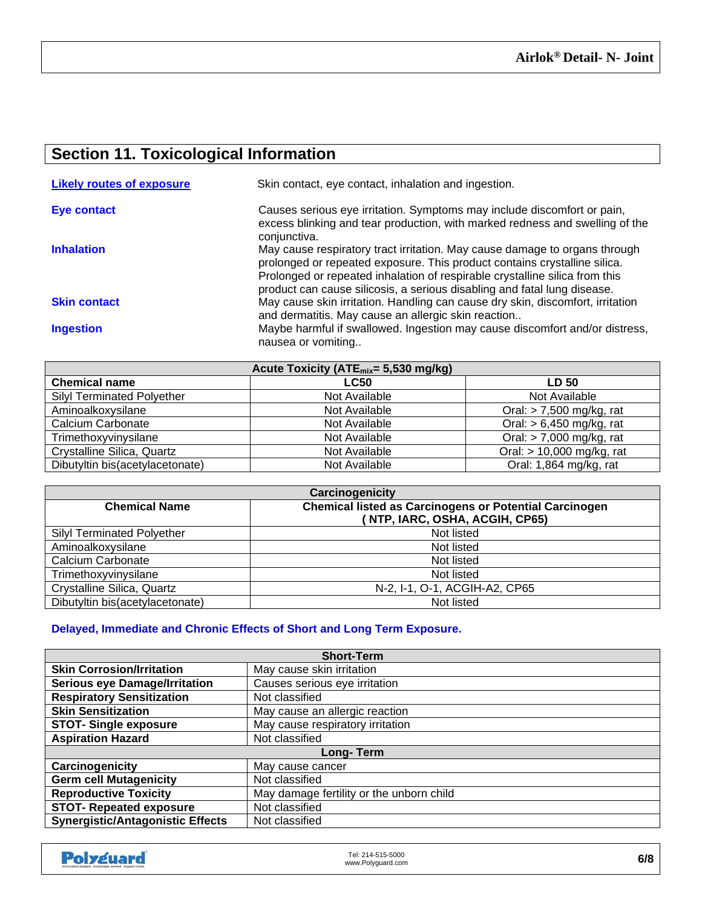## Section 11. Toxicological Information

**Likely routes of exposure** Skin contact, eye contact, inhalation and ingestion.

**Eye contact** Causes serious eye irritation. Symptoms may include discomfort or pain, excess blinking and tear production, with marked redness and swelling of the conjunctiva.

**Inhalation** May cause respiratory tract irritation. May cause damage to organs through prolonged or repeated exposure. This product contains crystalline silica. Prolonged or repeated inhalation of respirable crystalline silica from this product can cause silicosis, a serious disabling and fatal lung disease.

**Skin contact** May cause skin irritation. Handling can cause dry skin, discomfort, irritation and dermatitis. May cause an allergic skin reaction..

**Ingestion** Maybe harmful if swallowed. Ingestion may cause discomfort and/or distress, nausea or vomiting..

| Acute Toxicity ($ATE_{mix}$= 5,530 mg/kg) | | |
|---|---|---|
| **Chemical name** | **LC50** | **LD 50** |
| Silyl Terminated Polyether | Not Available | Not Available |
| Aminoalkoxysilane | Not Available | Oral: > 7,500 mg/kg, rat |
| Calcium Carbonate | Not Available | Oral: > 6,450 mg/kg, rat |
| Trimethoxyvinylsilane | Not Available | Oral: > 7,000 mg/kg, rat |
| Crystalline Silica, Quartz | Not Available | Oral: > 10,000 mg/kg, rat |
| Dibutyltin bis(acetylacetonate) | Not Available | Oral: 1,864 mg/kg, rat |

| Carcinogenicity | |
|---|---|
| **Chemical Name** | **Chemical listed as Carcinogens or Potential Carcinogen ( NTP, IARC, OSHA, ACGIH, CP65)** |
| Silyl Terminated Polyether | Not listed |
| Aminoalkoxysilane | Not listed |
| Calcium Carbonate | Not listed |
| Trimethoxyvinylsilane | Not listed |
| Crystalline Silica, Quartz | N-2, I-1, O-1, ACGIH-A2, CP65 |
| Dibutyltin bis(acetylacetonate) | Not listed |

**Delayed, Immediate and Chronic Effects of Short and Long Term Exposure.**

| Short-Term | |
|---|---|
| **Skin Corrosion/Irritation** | May cause skin irritation |
| **Serious eye Damage/Irritation** | Causes serious eye irritation |
| **Respiratory Sensitization** | Not classified |
| **Skin Sensitization** | May cause an allergic reaction |
| **STOT- Single exposure** | May cause respiratory irritation |
| **Aspiration Hazard** | Not classified |
| **Long- Term** | |
| **Carcinogenicity** | May cause cancer |
| **Germ cell Mutagenicity** | Not classified |
| **Reproductive Toxicity** | May damage fertility or the unborn child |
| **STOT- Repeated exposure** | Not classified |
| **Synergistic/Antagonistic Effects** | Not classified |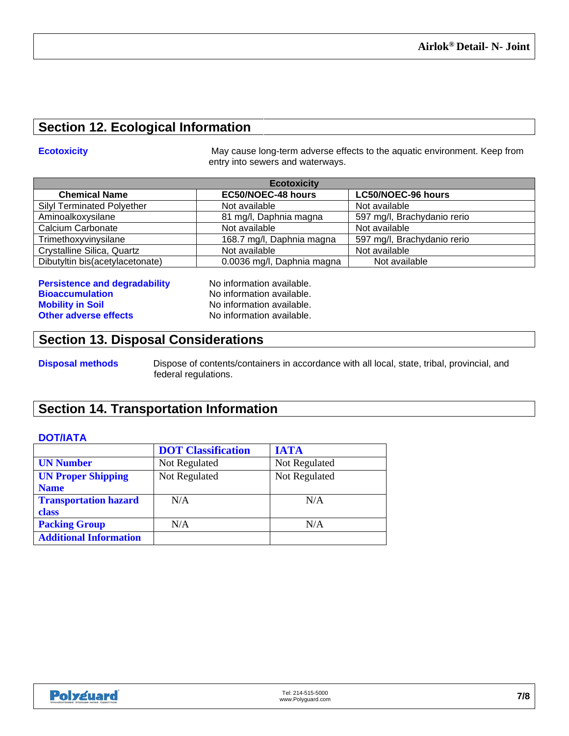## Section 12. Ecological Information

**Ecotoxicity** May cause long-term adverse effects to the aquatic environment. Keep from entry into sewers and waterways.

| Ecotoxicity | | |
|---|---|---|
| **Chemical Name** | **EC50/NOEC-48 hours** | **LC50/NOEC-96 hours** |
| Silyl Terminated Polyether | Not available | Not available |
| Aminoalkoxysilane | 81 mg/l, Daphnia magna | 597 mg/l, Brachydanio rerio |
| Calcium Carbonate | Not available | Not available |
| Trimethoxyvinylsilane | 168.7 mg/l, Daphnia magna | 597 mg/l, Brachydanio rerio |
| Crystalline Silica, Quartz | Not available | Not available |
| Dibutyltin bis(acetylacetonate) | 0.0036 mg/l, Daphnia magna | Not available |

**Persistence and degradability** No information available.
**Bioaccumulation** No information available.
**Mobility in Soil** No information available.
**Other adverse effects** No information available.

## Section 13. Disposal Considerations

**Disposal methods** Dispose of contents/containers in accordance with all local, state, tribal, provincial, and federal regulations.

## Section 14. Transportation Information

**DOT/IATA**

| | DOT Classification | IATA |
|---|---|---|
| **UN Number** | Not Regulated | Not Regulated |
| **UN Proper Shipping Name** | Not Regulated | Not Regulated |
| **Transportation hazard class** | N/A | N/A |
| **Packing Group** | N/A | N/A |
| **Additional Information** | | |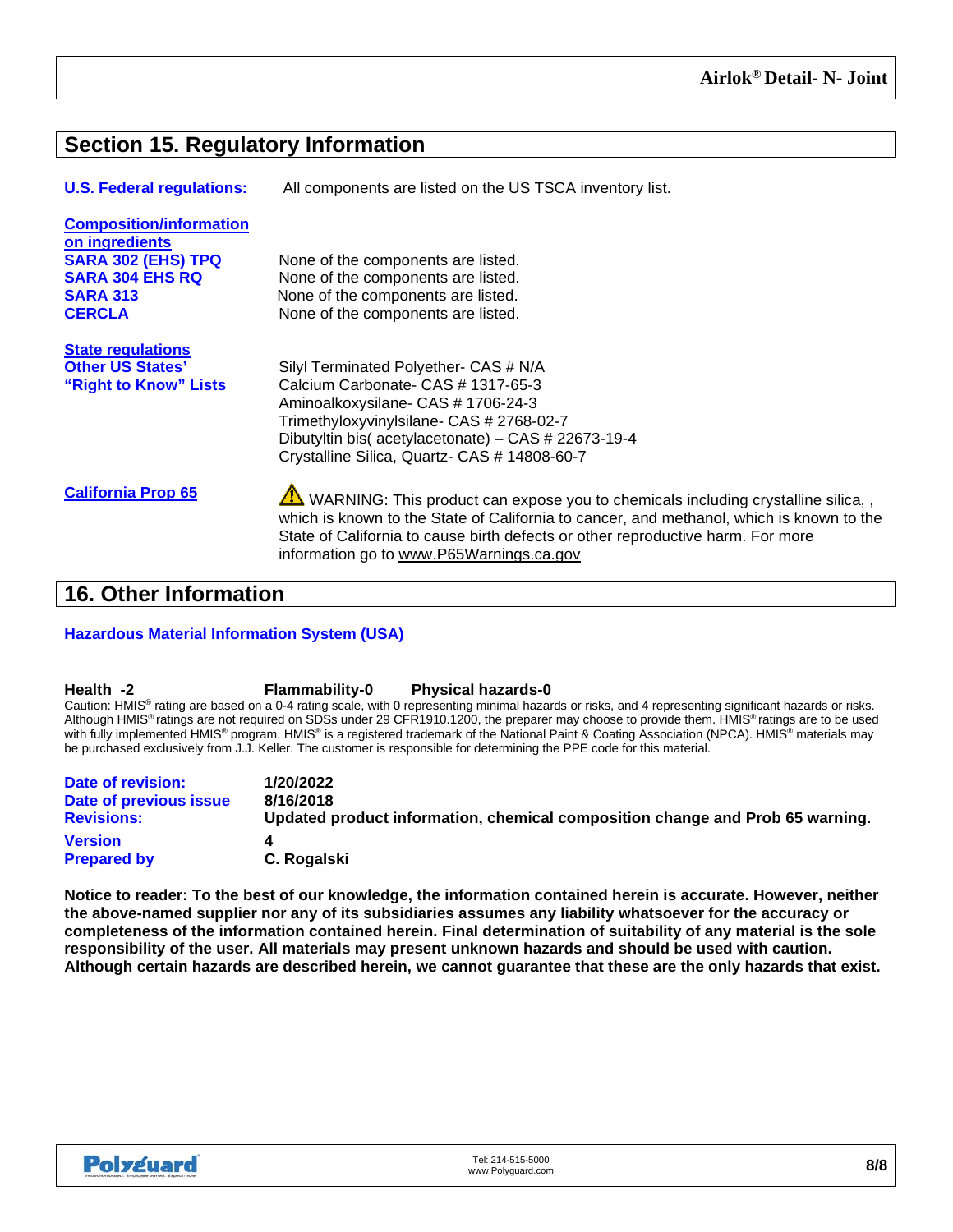## Section 15. Regulatory Information

**U.S. Federal regulations:** All components are listed on the US TSCA inventory list.

**Composition/information on ingredients**

| | |
|---|---|
| **SARA 302 (EHS) TPQ** | None of the components are listed. |
| **SARA 304 EHS RQ** | None of the components are listed. |
| **SARA 313** | None of the components are listed. |
| **CERCLA** | None of the components are listed. |

**State regulations**

**Other US States' "Right to Know" Lists**

Silyl Terminated Polyether- CAS # N/A
Calcium Carbonate- CAS # 1317-65-3
Aminoalkoxysilane- CAS # 1706-24-3
Trimethyloxyvinylsilane- CAS # 2768-02-7
Dibutyltin bis( acetylacetonate) – CAS # 22673-19-4
Crystalline Silica, Quartz- CAS # 14808-60-7

**California Prop 65**

⚠ WARNING: This product can expose you to chemicals including crystalline silica, , which is known to the State of California to cancer, and methanol, which is known to the State of California to cause birth defects or other reproductive harm. For more information go to www.P65Warnings.ca.gov

## 16. Other Information

**Hazardous Material Information System (USA)**

**Health -2** **Flammability-0** **Physical hazards-0**

Caution: HMIS® rating are based on a 0-4 rating scale, with 0 representing minimal hazards or risks, and 4 representing significant hazards or risks. Although HMIS® ratings are not required on SDSs under 29 CFR1910.1200, the preparer may choose to provide them. HMIS® ratings are to be used with fully implemented HMIS® program. HMIS® is a registered trademark of the National Paint & Coating Association (NPCA). HMIS® materials may be purchased exclusively from J.J. Keller. The customer is responsible for determining the PPE code for this material.

| | |
|---|---|
| **Date of revision:** | **1/20/2022** |
| **Date of previous issue** | **8/16/2018** |
| **Revisions:** | **Updated product information, chemical composition change and Prob 65 warning.** |
| **Version** | **4** |
| **Prepared by** | **C. Rogalski** |

**Notice to reader: To the best of our knowledge, the information contained herein is accurate. However, neither the above-named supplier nor any of its subsidiaries assumes any liability whatsoever for the accuracy or completeness of the information contained herein. Final determination of suitability of any material is the sole responsibility of the user. All materials may present unknown hazards and should be used with caution. Although certain hazards are described herein, we cannot guarantee that these are the only hazards that exist.**